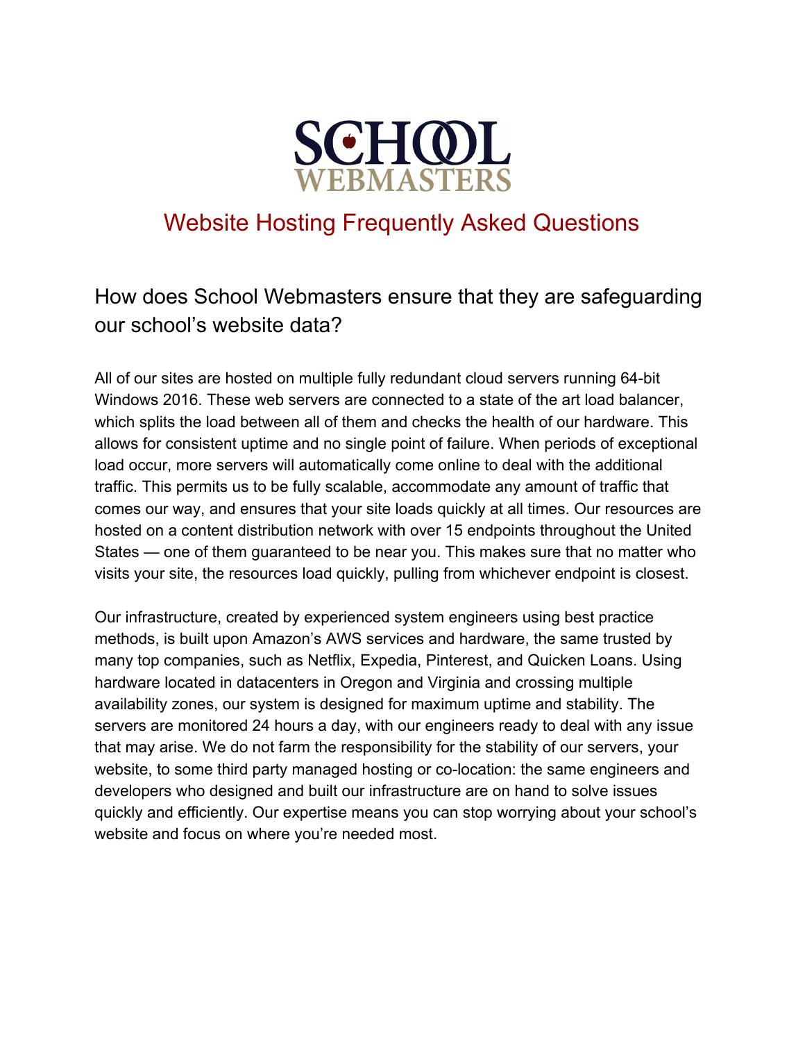# SCHOOL WEBMASTERS

## Website Hosting Frequently Asked Questions

### How does School Webmasters ensure that they are safeguarding our school's website data?

All of our sites are hosted on multiple fully redundant cloud servers running 64-bit Windows 2016. These web servers are connected to a state of the art load balancer, which splits the load between all of them and checks the health of our hardware. This allows for consistent uptime and no single point of failure. When periods of exceptional load occur, more servers will automatically come online to deal with the additional traffic. This permits us to be fully scalable, accommodate any amount of traffic that comes our way, and ensures that your site loads quickly at all times. Our resources are hosted on a content distribution network with over 15 endpoints throughout the United States — one of them guaranteed to be near you. This makes sure that no matter who visits your site, the resources load quickly, pulling from whichever endpoint is closest.

Our infrastructure, created by experienced system engineers using best practice methods, is built upon Amazon's AWS services and hardware, the same trusted by many top companies, such as Netflix, Expedia, Pinterest, and Quicken Loans. Using hardware located in datacenters in Oregon and Virginia and crossing multiple availability zones, our system is designed for maximum uptime and stability. The servers are monitored 24 hours a day, with our engineers ready to deal with any issue that may arise. We do not farm the responsibility for the stability of our servers, your website, to some third party managed hosting or co-location: the same engineers and developers who designed and built our infrastructure are on hand to solve issues quickly and efficiently. Our expertise means you can stop worrying about your school's website and focus on where you're needed most.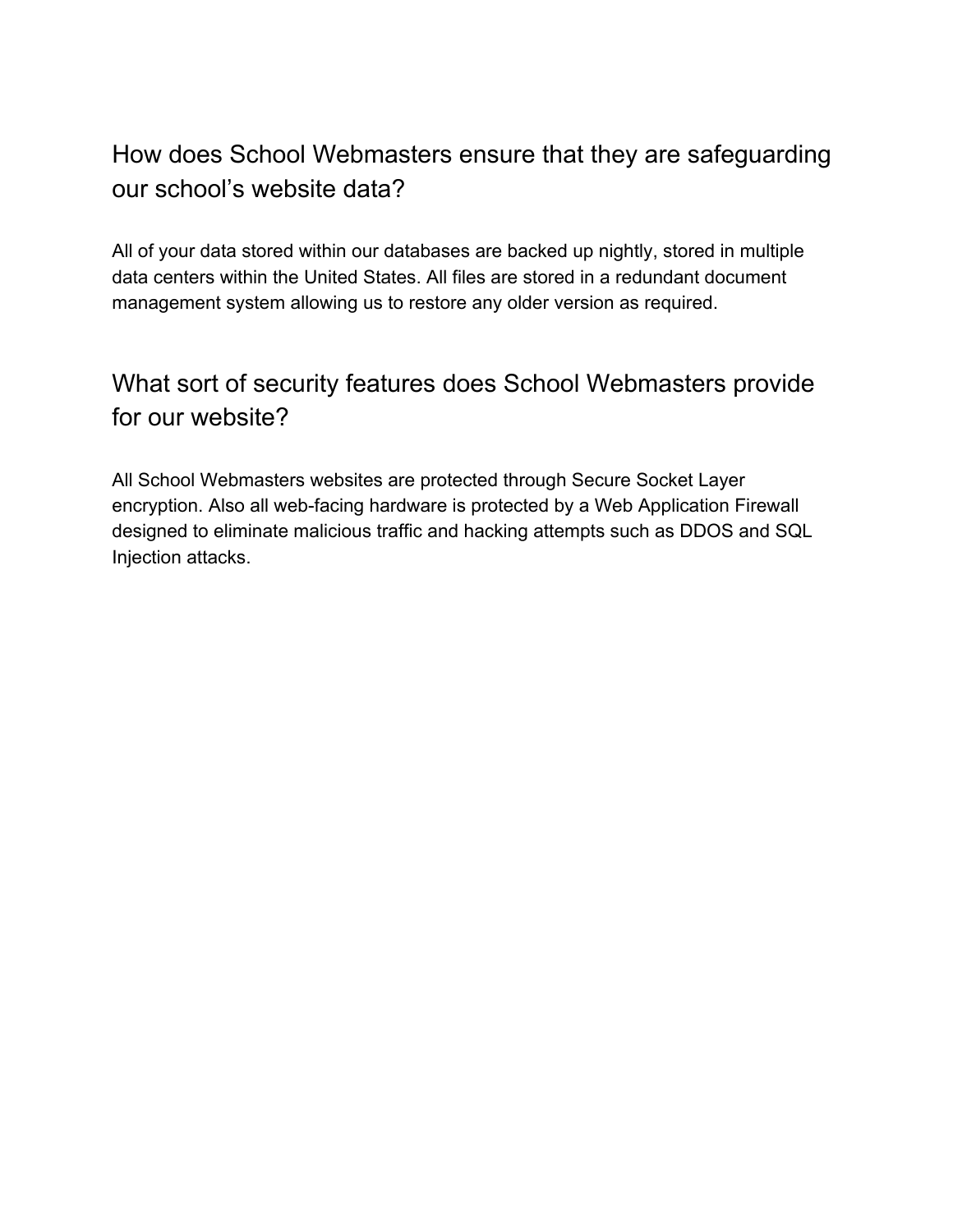## How does School Webmasters ensure that they are safeguarding our school's website data?

All of your data stored within our databases are backed up nightly, stored in multiple data centers within the United States. All files are stored in a redundant document management system allowing us to restore any older version as required.

## What sort of security features does School Webmasters provide for our website?

All School Webmasters websites are protected through Secure Socket Layer encryption. Also all web-facing hardware is protected by a Web Application Firewall designed to eliminate malicious traffic and hacking attempts such as DDOS and SQL Injection attacks.